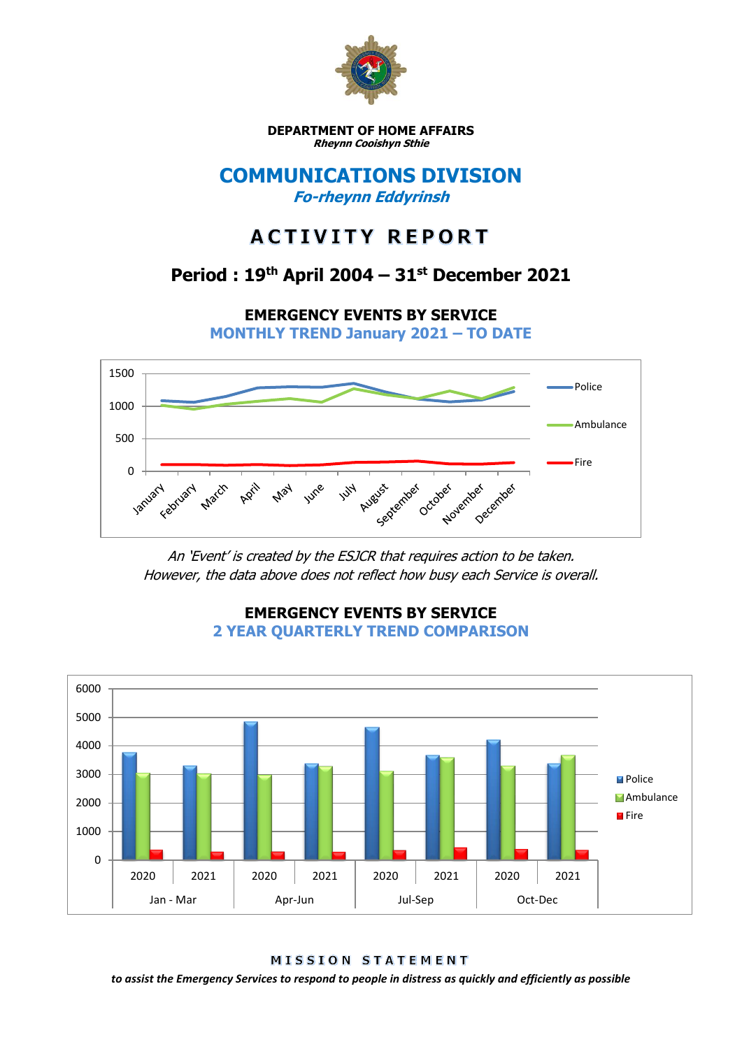**DEPARTMENT OF HOME AFFAIRS**
***Rheynn Cooishyn Sthie***

# COMMUNICATIONS DIVISION

***Fo-rheynn Eddyrinsh***

# ACTIVITY REPORT

## Period : 19th April 2004 – 31st December 2021

### EMERGENCY EVENTS BY SERVICE

### MONTHLY TREND January 2021 – TO DATE

*An 'Event' is created by the ESJCR that requires action to be taken.*
*However, the data above does not reflect how busy each Service is overall.*

### EMERGENCY EVENTS BY SERVICE

### 2 YEAR QUARTERLY TREND COMPARISON

**MISSION STATEMENT**

***to assist the Emergency Services to respond to people in distress as quickly and efficiently as possible***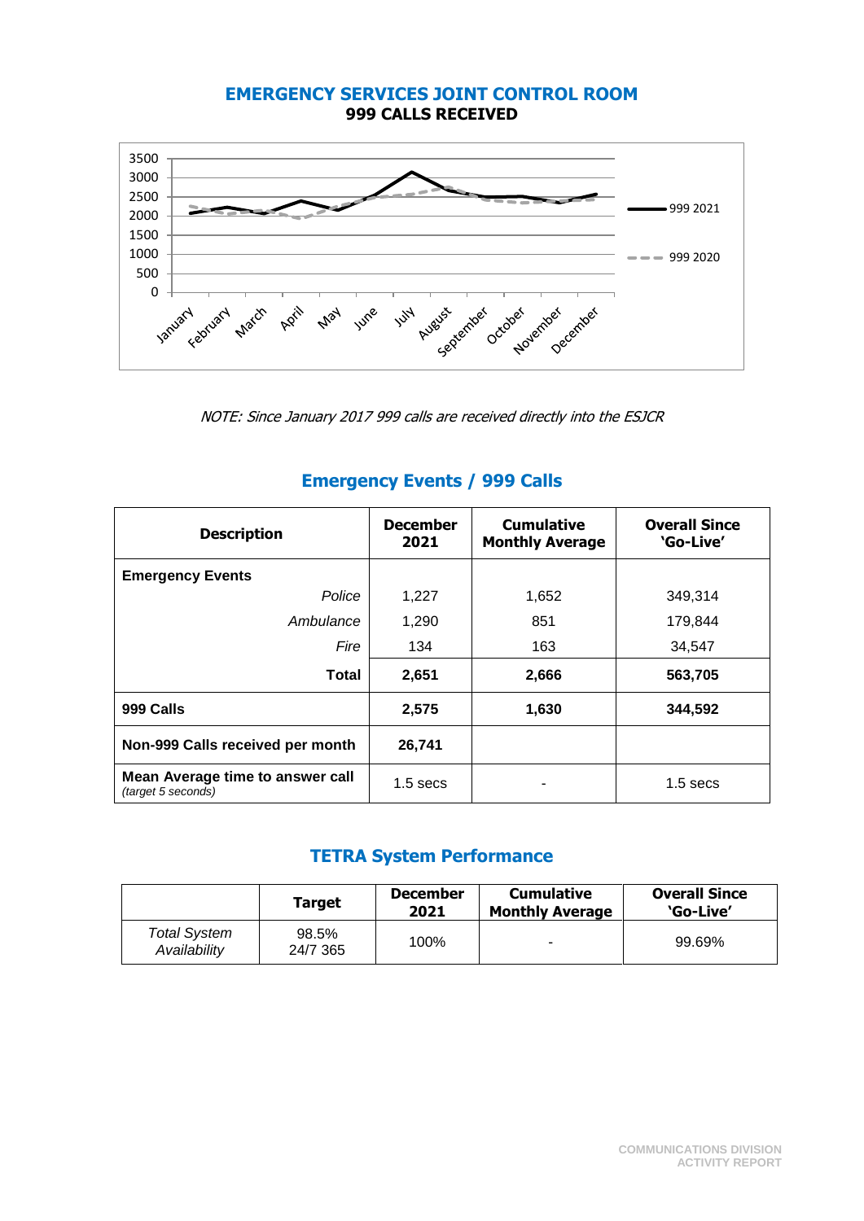## EMERGENCY SERVICES JOINT CONTROL ROOM
### 999 CALLS RECEIVED

3500
3000
2500
2000
1500
1000
500
0

January February March April May June July August September October November December

999 2021
999 2020

*NOTE: Since January 2017 999 calls are received directly into the ESJCR*

## Emergency Events / 999 Calls

| Description | December 2021 | Cumulative Monthly Average | Overall Since 'Go-Live' |
|---|---|---|---|
| **Emergency Events** | | | |
| *Police* | 1,227 | 1,652 | 349,314 |
| *Ambulance* | 1,290 | 851 | 179,844 |
| *Fire* | 134 | 163 | 34,547 |
| **Total** | **2,651** | **2,666** | **563,705** |
| **999 Calls** | **2,575** | **1,630** | **344,592** |
| **Non-999 Calls received per month** | **26,741** | | |
| **Mean Average time to answer call** *(target 5 seconds)* | 1.5 secs | - | 1.5 secs |

## TETRA System Performance

| | Target | December 2021 | Cumulative Monthly Average | Overall Since 'Go-Live' |
|---|---|---|---|---|
| *Total System Availability* | 98.5% 24/7 365 | 100% | - | 99.69% |